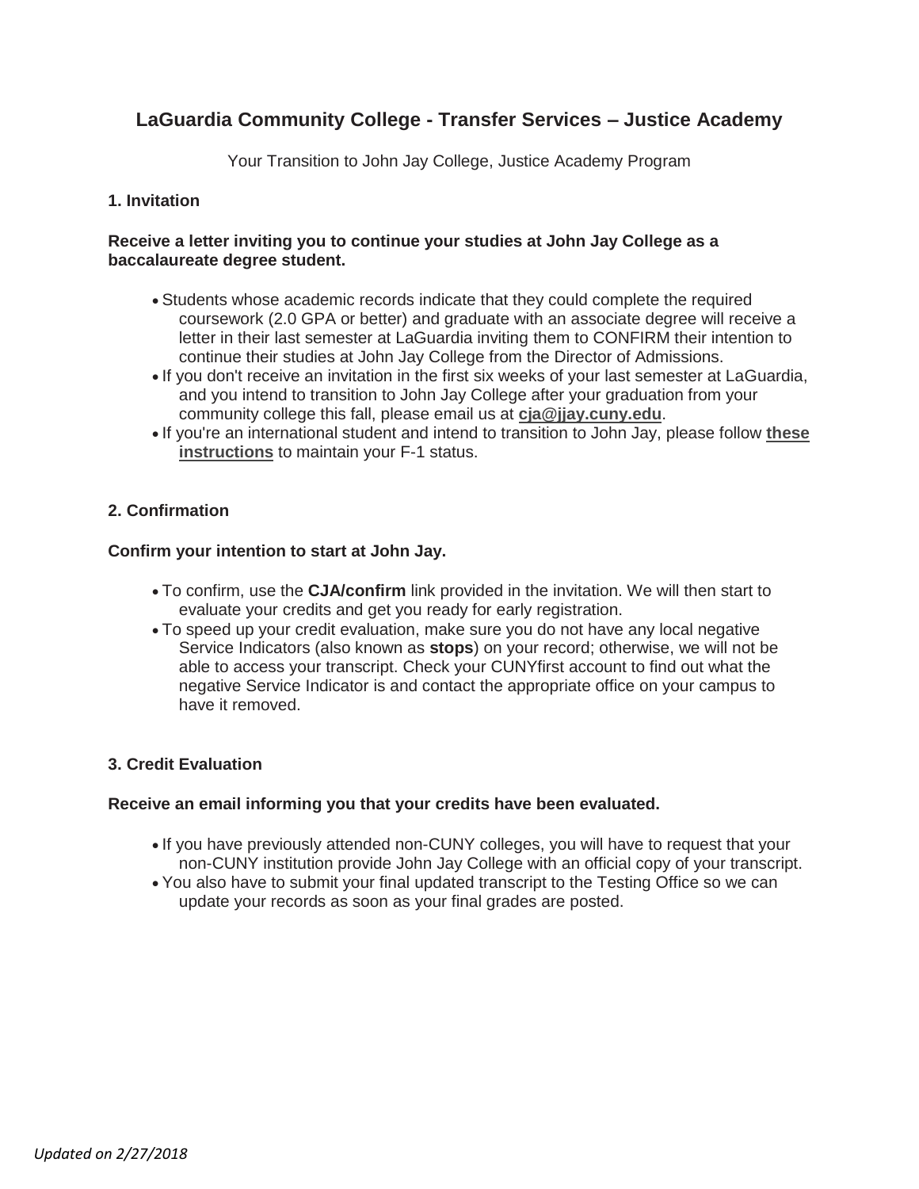# LaGuardia Community College - Transfer Services – Justice Academy

Your Transition to John Jay College, Justice Academy Program

## 1. Invitation

**Receive a letter inviting you to continue your studies at John Jay College as a baccalaureate degree student.**

- Students whose academic records indicate that they could complete the required coursework (2.0 GPA or better) and graduate with an associate degree will receive a letter in their last semester at LaGuardia inviting them to CONFIRM their intention to continue their studies at John Jay College from the Director of Admissions.
- If you don't receive an invitation in the first six weeks of your last semester at LaGuardia, and you intend to transition to John Jay College after your graduation from your community college this fall, please email us at **cja@jjay.cuny.edu**.
- If you're an international student and intend to transition to John Jay, please follow **these instructions** to maintain your F-1 status.

## 2. Confirmation

**Confirm your intention to start at John Jay.**

- To confirm, use the **CJA/confirm** link provided in the invitation. We will then start to evaluate your credits and get you ready for early registration.
- To speed up your credit evaluation, make sure you do not have any local negative Service Indicators (also known as **stops**) on your record; otherwise, we will not be able to access your transcript. Check your CUNYfirst account to find out what the negative Service Indicator is and contact the appropriate office on your campus to have it removed.

## 3. Credit Evaluation

**Receive an email informing you that your credits have been evaluated.**

- If you have previously attended non-CUNY colleges, you will have to request that your non-CUNY institution provide John Jay College with an official copy of your transcript.
- You also have to submit your final updated transcript to the Testing Office so we can update your records as soon as your final grades are posted.

*Updated on 2/27/2018*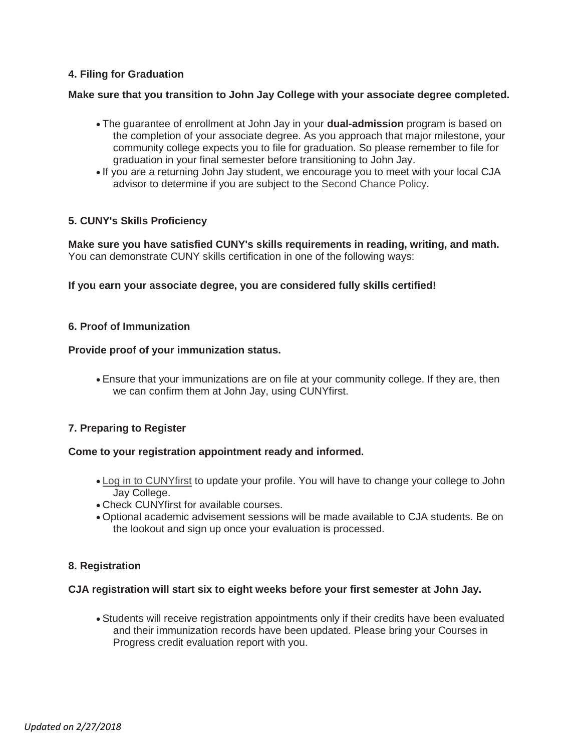### 4. Filing for Graduation

**Make sure that you transition to John Jay College with your associate degree completed.**

- The guarantee of enrollment at John Jay in your **dual-admission** program is based on the completion of your associate degree. As you approach that major milestone, your community college expects you to file for graduation. So please remember to file for graduation in your final semester before transitioning to John Jay.
- If you are a returning John Jay student, we encourage you to meet with your local CJA advisor to determine if you are subject to the Second Chance Policy.

### 5. CUNY's Skills Proficiency

**Make sure you have satisfied CUNY's skills requirements in reading, writing, and math.**
You can demonstrate CUNY skills certification in one of the following ways:

**If you earn your associate degree, you are considered fully skills certified!**

### 6. Proof of Immunization

**Provide proof of your immunization status.**

- Ensure that your immunizations are on file at your community college. If they are, then we can confirm them at John Jay, using CUNYfirst.

### 7. Preparing to Register

**Come to your registration appointment ready and informed.**

- Log in to CUNYfirst to update your profile. You will have to change your college to John Jay College.
- Check CUNYfirst for available courses.
- Optional academic advisement sessions will be made available to CJA students. Be on the lookout and sign up once your evaluation is processed.

### 8. Registration

**CJA registration will start six to eight weeks before your first semester at John Jay.**

- Students will receive registration appointments only if their credits have been evaluated and their immunization records have been updated. Please bring your Courses in Progress credit evaluation report with you.

*Updated on 2/27/2018*